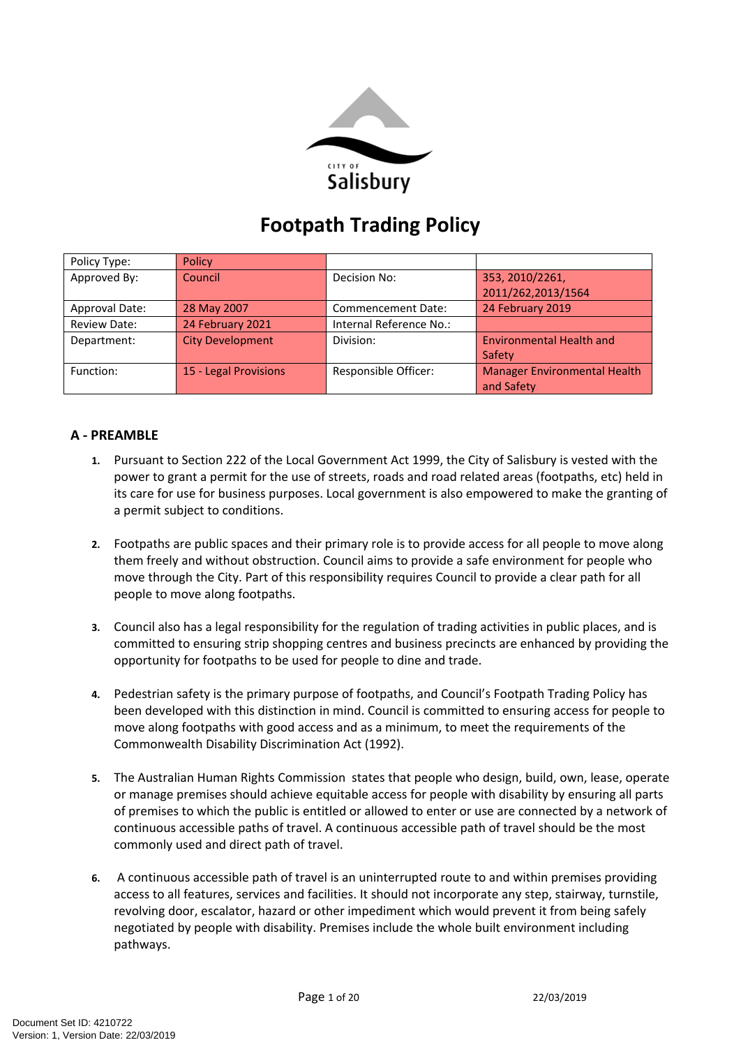CITY OF Salisbury

# Footpath Trading Policy

| Policy Type: | Policy | | |
|---|---|---|---|
| Approved By: | Council | Decision No: | 353, 2010/2261, 2011/262,2013/1564 |
| Approval Date: | 28 May 2007 | Commencement Date: | 24 February 2019 |
| Review Date: | 24 February 2021 | Internal Reference No.: | |
| Department: | City Development | Division: | Environmental Health and Safety |
| Function: | 15 - Legal Provisions | Responsible Officer: | Manager Environmental Health and Safety |

## A - PREAMBLE

1. Pursuant to Section 222 of the Local Government Act 1999, the City of Salisbury is vested with the power to grant a permit for the use of streets, roads and road related areas (footpaths, etc) held in its care for use for business purposes. Local government is also empowered to make the granting of a permit subject to conditions.

2. Footpaths are public spaces and their primary role is to provide access for all people to move along them freely and without obstruction. Council aims to provide a safe environment for people who move through the City. Part of this responsibility requires Council to provide a clear path for all people to move along footpaths.

3. Council also has a legal responsibility for the regulation of trading activities in public places, and is committed to ensuring strip shopping centres and business precincts are enhanced by providing the opportunity for footpaths to be used for people to dine and trade.

4. Pedestrian safety is the primary purpose of footpaths, and Council's Footpath Trading Policy has been developed with this distinction in mind. Council is committed to ensuring access for people to move along footpaths with good access and as a minimum, to meet the requirements of the Commonwealth Disability Discrimination Act (1992).

5. The Australian Human Rights Commission states that people who design, build, own, lease, operate or manage premises should achieve equitable access for people with disability by ensuring all parts of premises to which the public is entitled or allowed to enter or use are connected by a network of continuous accessible paths of travel. A continuous accessible path of travel should be the most commonly used and direct path of travel.

6. A continuous accessible path of travel is an uninterrupted route to and within premises providing access to all features, services and facilities. It should not incorporate any step, stairway, turnstile, revolving door, escalator, hazard or other impediment which would prevent it from being safely negotiated by people with disability. Premises include the whole built environment including pathways.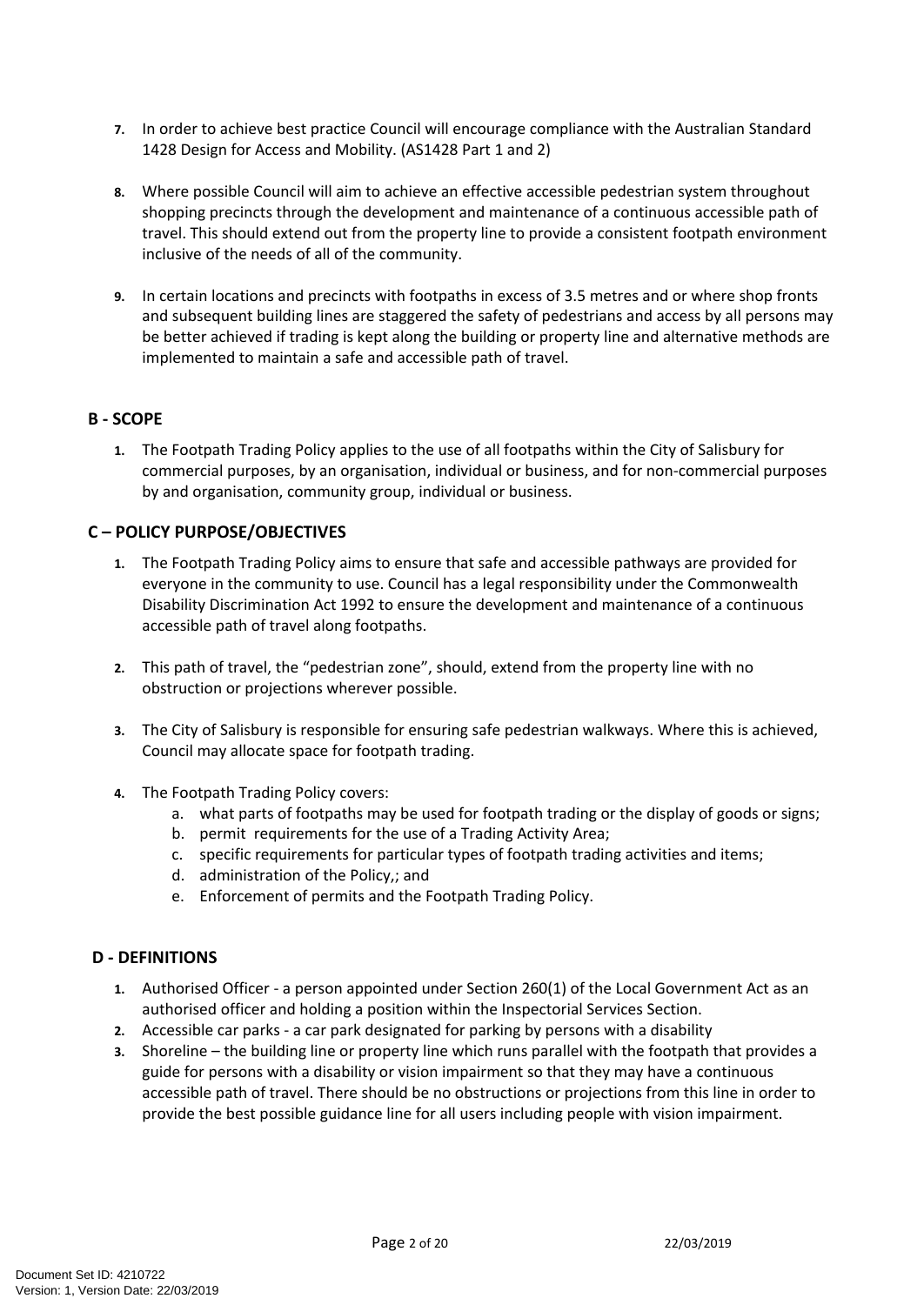7. In order to achieve best practice Council will encourage compliance with the Australian Standard 1428 Design for Access and Mobility. (AS1428 Part 1 and 2)

8. Where possible Council will aim to achieve an effective accessible pedestrian system throughout shopping precincts through the development and maintenance of a continuous accessible path of travel. This should extend out from the property line to provide a consistent footpath environment inclusive of the needs of all of the community.

9. In certain locations and precincts with footpaths in excess of 3.5 metres and or where shop fronts and subsequent building lines are staggered the safety of pedestrians and access by all persons may be better achieved if trading is kept along the building or property line and alternative methods are implemented to maintain a safe and accessible path of travel.

## B - SCOPE

1. The Footpath Trading Policy applies to the use of all footpaths within the City of Salisbury for commercial purposes, by an organisation, individual or business, and for non-commercial purposes by and organisation, community group, individual or business.

## C – POLICY PURPOSE/OBJECTIVES

1. The Footpath Trading Policy aims to ensure that safe and accessible pathways are provided for everyone in the community to use. Council has a legal responsibility under the Commonwealth Disability Discrimination Act 1992 to ensure the development and maintenance of a continuous accessible path of travel along footpaths.

2. This path of travel, the "pedestrian zone", should, extend from the property line with no obstruction or projections wherever possible.

3. The City of Salisbury is responsible for ensuring safe pedestrian walkways. Where this is achieved, Council may allocate space for footpath trading.

4. The Footpath Trading Policy covers:
   a. what parts of footpaths may be used for footpath trading or the display of goods or signs;
   b. permit requirements for the use of a Trading Activity Area;
   c. specific requirements for particular types of footpath trading activities and items;
   d. administration of the Policy,; and
   e. Enforcement of permits and the Footpath Trading Policy.

## D - DEFINITIONS

1. Authorised Officer - a person appointed under Section 260(1) of the Local Government Act as an authorised officer and holding a position within the Inspectorial Services Section.
2. Accessible car parks - a car park designated for parking by persons with a disability
3. Shoreline – the building line or property line which runs parallel with the footpath that provides a guide for persons with a disability or vision impairment so that they may have a continuous accessible path of travel. There should be no obstructions or projections from this line in order to provide the best possible guidance line for all users including people with vision impairment.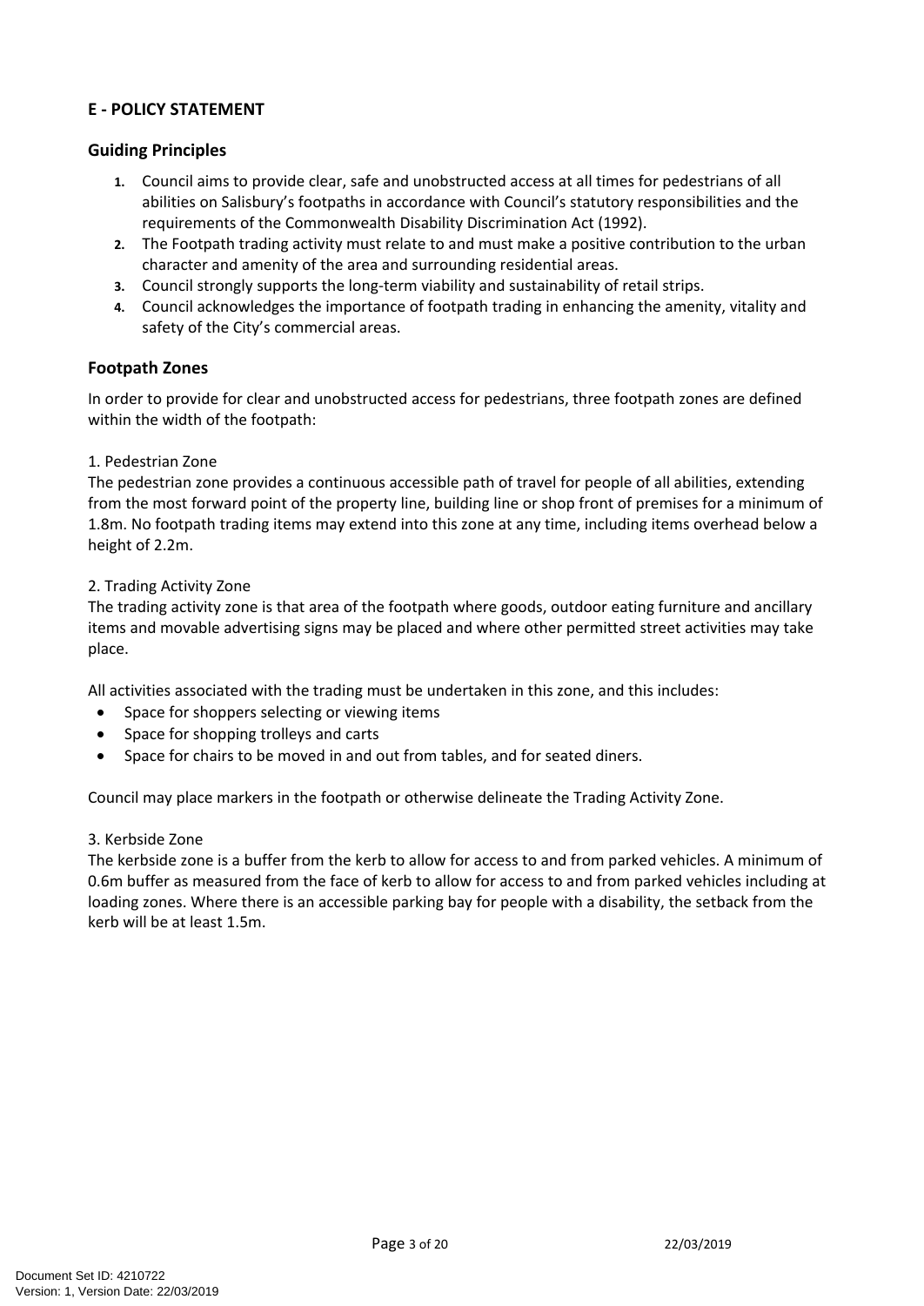## E - POLICY STATEMENT

### Guiding Principles

1. Council aims to provide clear, safe and unobstructed access at all times for pedestrians of all abilities on Salisbury's footpaths in accordance with Council's statutory responsibilities and the requirements of the Commonwealth Disability Discrimination Act (1992).
2. The Footpath trading activity must relate to and must make a positive contribution to the urban character and amenity of the area and surrounding residential areas.
3. Council strongly supports the long-term viability and sustainability of retail strips.
4. Council acknowledges the importance of footpath trading in enhancing the amenity, vitality and safety of the City's commercial areas.

### Footpath Zones

In order to provide for clear and unobstructed access for pedestrians, three footpath zones are defined within the width of the footpath:

1. Pedestrian Zone
The pedestrian zone provides a continuous accessible path of travel for people of all abilities, extending from the most forward point of the property line, building line or shop front of premises for a minimum of 1.8m. No footpath trading items may extend into this zone at any time, including items overhead below a height of 2.2m.

2. Trading Activity Zone
The trading activity zone is that area of the footpath where goods, outdoor eating furniture and ancillary items and movable advertising signs may be placed and where other permitted street activities may take place.

All activities associated with the trading must be undertaken in this zone, and this includes:

- Space for shoppers selecting or viewing items
- Space for shopping trolleys and carts
- Space for chairs to be moved in and out from tables, and for seated diners.

Council may place markers in the footpath or otherwise delineate the Trading Activity Zone.

3. Kerbside Zone
The kerbside zone is a buffer from the kerb to allow for access to and from parked vehicles. A minimum of 0.6m buffer as measured from the face of kerb to allow for access to and from parked vehicles including at loading zones. Where there is an accessible parking bay for people with a disability, the setback from the kerb will be at least 1.5m.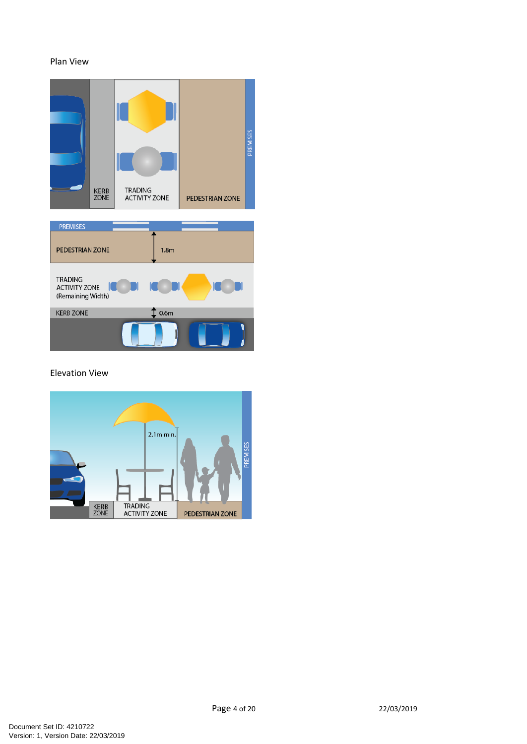Plan View

KERB ZONE

TRADING ACTIVITY ZONE

PEDESTRIAN ZONE

PREMISES

PREMISES

PEDESTRIAN ZONE

1.8m

TRADING ACTIVITY ZONE (Remaining Width)

KERB ZONE

0.6m

Elevation View

2.1m min.

PREMISES

KERB ZONE

TRADING ACTIVITY ZONE

PEDESTRIAN ZONE

22/03/2019

Document Set ID: 4210722
Version: 1, Version Date: 22/03/2019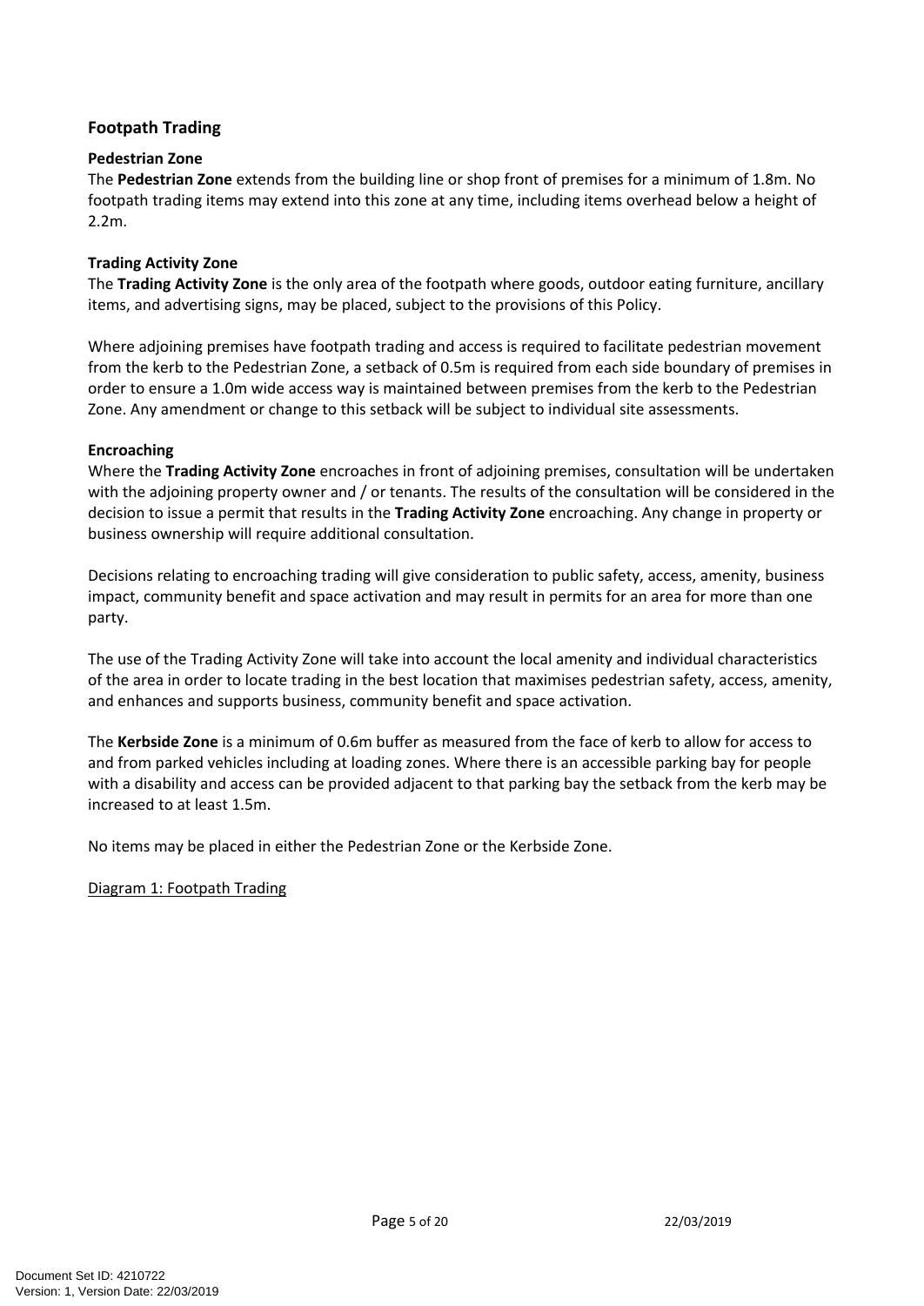## Footpath Trading

### Pedestrian Zone

The **Pedestrian Zone** extends from the building line or shop front of premises for a minimum of 1.8m. No footpath trading items may extend into this zone at any time, including items overhead below a height of 2.2m.

### Trading Activity Zone

The **Trading Activity Zone** is the only area of the footpath where goods, outdoor eating furniture, ancillary items, and advertising signs, may be placed, subject to the provisions of this Policy.

Where adjoining premises have footpath trading and access is required to facilitate pedestrian movement from the kerb to the Pedestrian Zone, a setback of 0.5m is required from each side boundary of premises in order to ensure a 1.0m wide access way is maintained between premises from the kerb to the Pedestrian Zone. Any amendment or change to this setback will be subject to individual site assessments.

### Encroaching

Where the **Trading Activity Zone** encroaches in front of adjoining premises, consultation will be undertaken with the adjoining property owner and / or tenants. The results of the consultation will be considered in the decision to issue a permit that results in the **Trading Activity Zone** encroaching. Any change in property or business ownership will require additional consultation.

Decisions relating to encroaching trading will give consideration to public safety, access, amenity, business impact, community benefit and space activation and may result in permits for an area for more than one party.

The use of the Trading Activity Zone will take into account the local amenity and individual characteristics of the area in order to locate trading in the best location that maximises pedestrian safety, access, amenity, and enhances and supports business, community benefit and space activation.

The **Kerbside Zone** is a minimum of 0.6m buffer as measured from the face of kerb to allow for access to and from parked vehicles including at loading zones. Where there is an accessible parking bay for people with a disability and access can be provided adjacent to that parking bay the setback from the kerb may be increased to at least 1.5m.

No items may be placed in either the Pedestrian Zone or the Kerbside Zone.

<u>Diagram 1: Footpath Trading</u>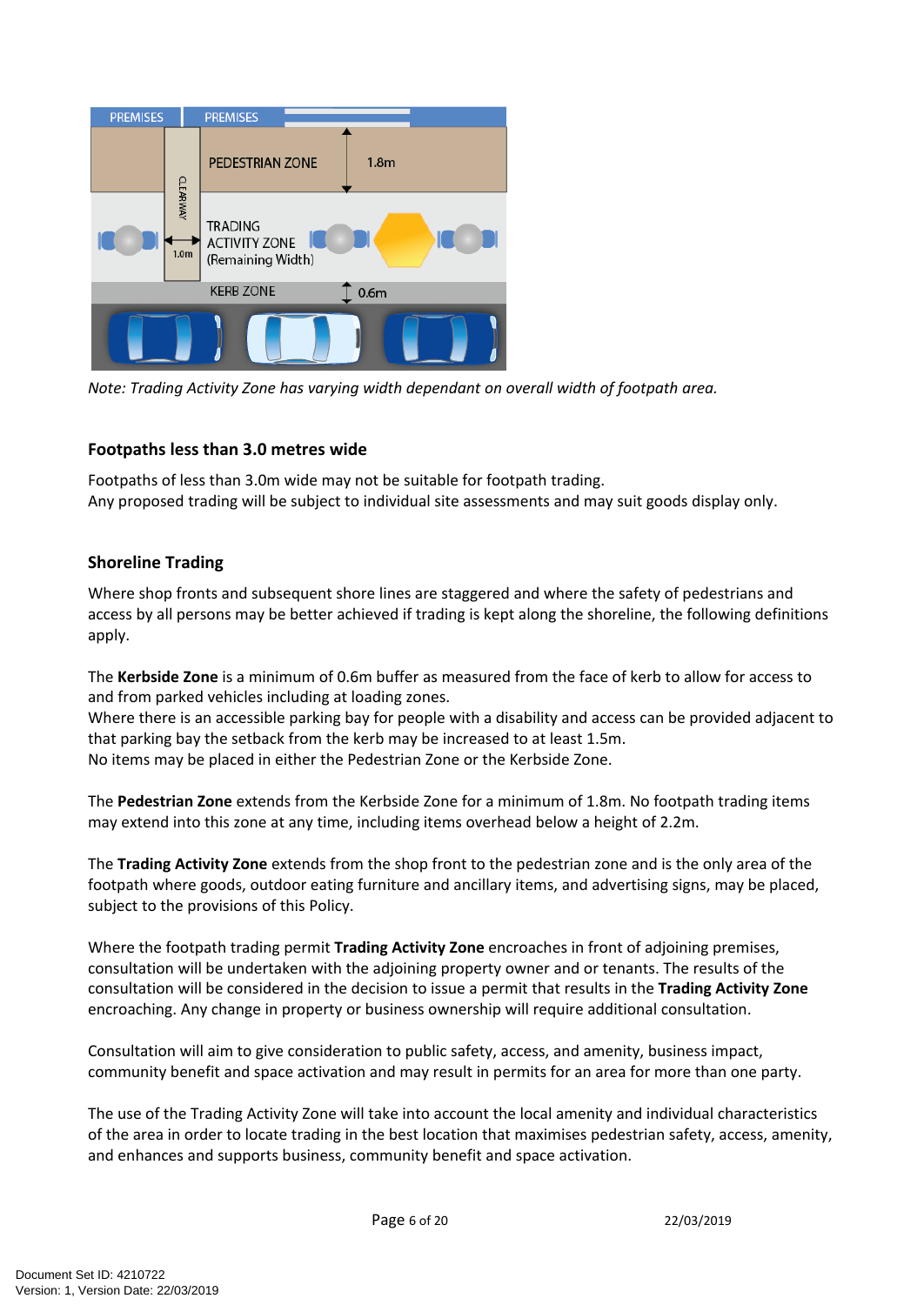*Note: Trading Activity Zone has varying width dependant on overall width of footpath area.*

### Footpaths less than 3.0 metres wide

Footpaths of less than 3.0m wide may not be suitable for footpath trading.
Any proposed trading will be subject to individual site assessments and may suit goods display only.

### Shoreline Trading

Where shop fronts and subsequent shore lines are staggered and where the safety of pedestrians and access by all persons may be better achieved if trading is kept along the shoreline, the following definitions apply.

The **Kerbside Zone** is a minimum of 0.6m buffer as measured from the face of kerb to allow for access to and from parked vehicles including at loading zones.
Where there is an accessible parking bay for people with a disability and access can be provided adjacent to that parking bay the setback from the kerb may be increased to at least 1.5m.
No items may be placed in either the Pedestrian Zone or the Kerbside Zone.

The **Pedestrian Zone** extends from the Kerbside Zone for a minimum of 1.8m. No footpath trading items may extend into this zone at any time, including items overhead below a height of 2.2m.

The **Trading Activity Zone** extends from the shop front to the pedestrian zone and is the only area of the footpath where goods, outdoor eating furniture and ancillary items, and advertising signs, may be placed, subject to the provisions of this Policy.

Where the footpath trading permit **Trading Activity Zone** encroaches in front of adjoining premises, consultation will be undertaken with the adjoining property owner and or tenants. The results of the consultation will be considered in the decision to issue a permit that results in the **Trading Activity Zone** encroaching. Any change in property or business ownership will require additional consultation.

Consultation will aim to give consideration to public safety, access, and amenity, business impact, community benefit and space activation and may result in permits for an area for more than one party.

The use of the Trading Activity Zone will take into account the local amenity and individual characteristics of the area in order to locate trading in the best location that maximises pedestrian safety, access, amenity, and enhances and supports business, community benefit and space activation.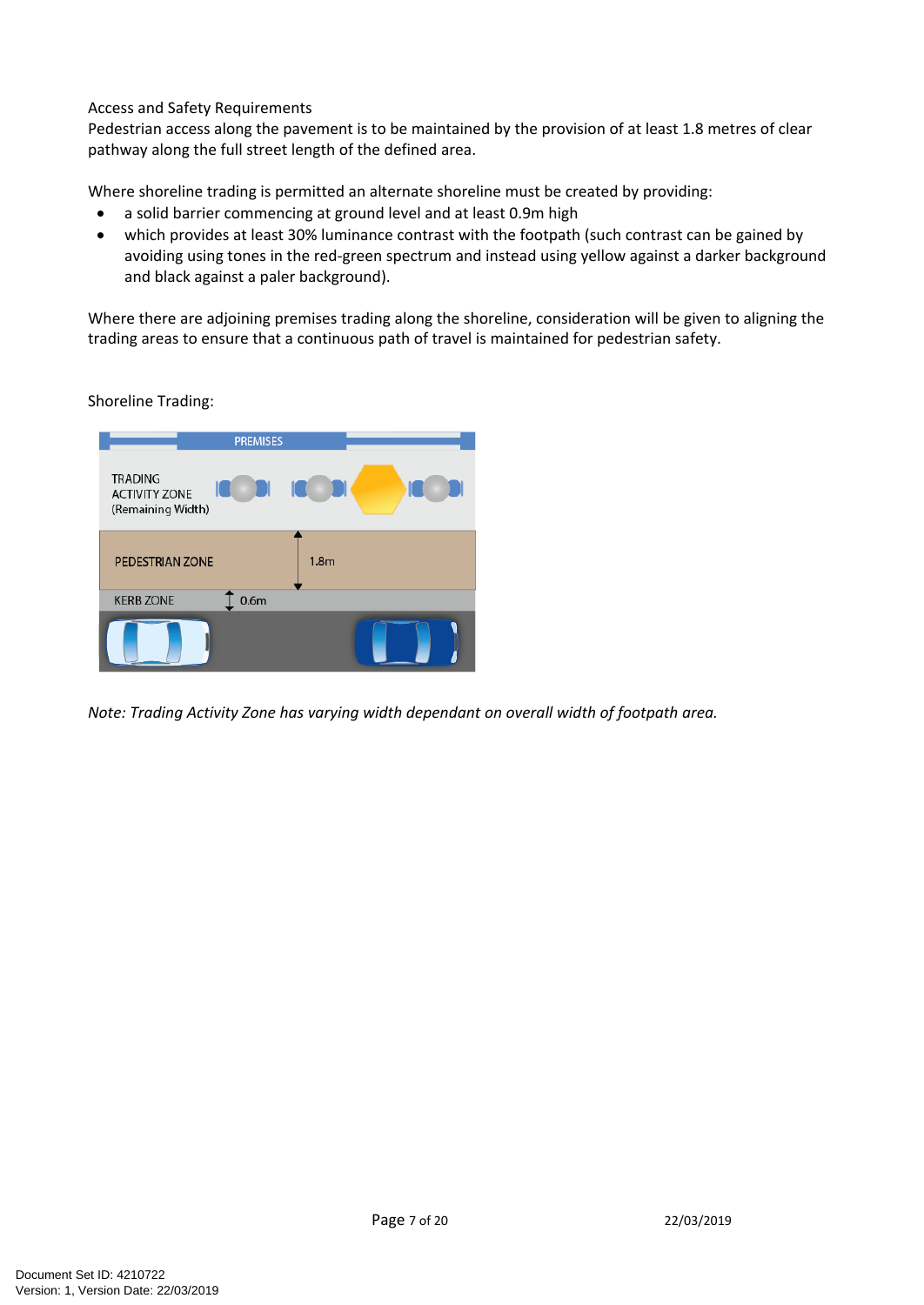Access and Safety Requirements

Pedestrian access along the pavement is to be maintained by the provision of at least 1.8 metres of clear pathway along the full street length of the defined area.

Where shoreline trading is permitted an alternate shoreline must be created by providing:

- a solid barrier commencing at ground level and at least 0.9m high
- which provides at least 30% luminance contrast with the footpath (such contrast can be gained by avoiding using tones in the red-green spectrum and instead using yellow against a darker background and black against a paler background).

Where there are adjoining premises trading along the shoreline, consideration will be given to aligning the trading areas to ensure that a continuous path of travel is maintained for pedestrian safety.

Shoreline Trading:

PREMISES

TRADING ACTIVITY ZONE (Remaining Width)

PEDESTRIAN ZONE 1.8m

KERB ZONE 0.6m

*Note: Trading Activity Zone has varying width dependant on overall width of footpath area.*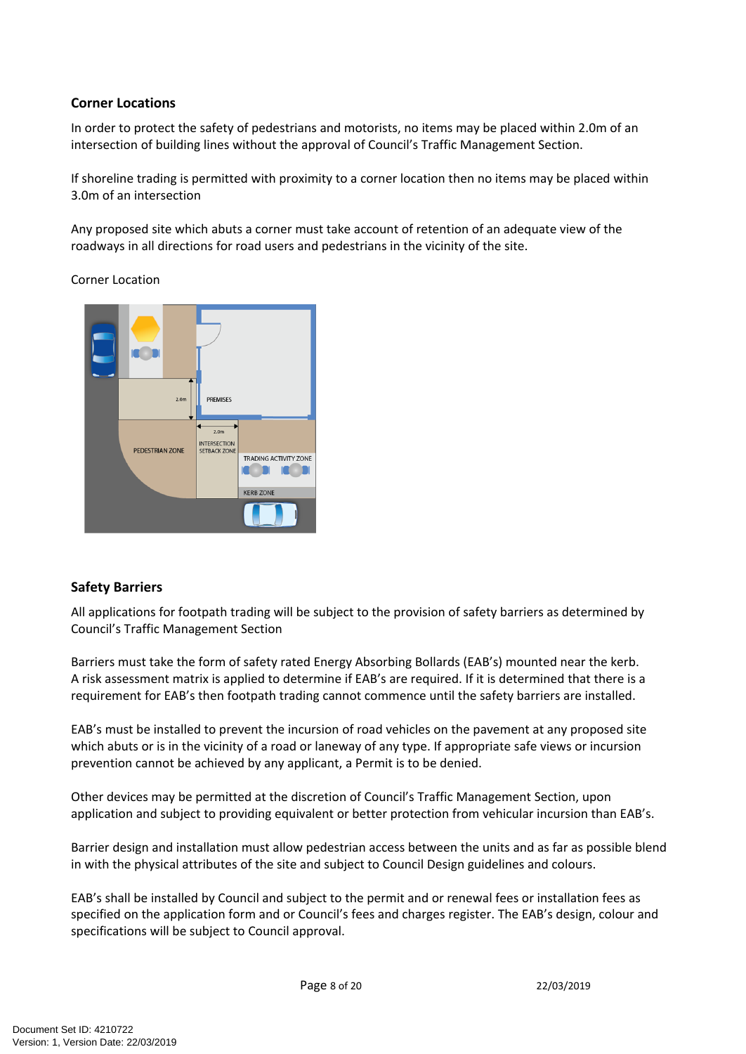### Corner Locations

In order to protect the safety of pedestrians and motorists, no items may be placed within 2.0m of an intersection of building lines without the approval of Council's Traffic Management Section.

If shoreline trading is permitted with proximity to a corner location then no items may be placed within 3.0m of an intersection

Any proposed site which abuts a corner must take account of retention of an adequate view of the roadways in all directions for road users and pedestrians in the vicinity of the site.

Corner Location

### Safety Barriers

All applications for footpath trading will be subject to the provision of safety barriers as determined by Council's Traffic Management Section

Barriers must take the form of safety rated Energy Absorbing Bollards (EAB's) mounted near the kerb. A risk assessment matrix is applied to determine if EAB's are required. If it is determined that there is a requirement for EAB's then footpath trading cannot commence until the safety barriers are installed.

EAB's must be installed to prevent the incursion of road vehicles on the pavement at any proposed site which abuts or is in the vicinity of a road or laneway of any type. If appropriate safe views or incursion prevention cannot be achieved by any applicant, a Permit is to be denied.

Other devices may be permitted at the discretion of Council's Traffic Management Section, upon application and subject to providing equivalent or better protection from vehicular incursion than EAB's.

Barrier design and installation must allow pedestrian access between the units and as far as possible blend in with the physical attributes of the site and subject to Council Design guidelines and colours.

EAB's shall be installed by Council and subject to the permit and or renewal fees or installation fees as specified on the application form and or Council's fees and charges register. The EAB's design, colour and specifications will be subject to Council approval.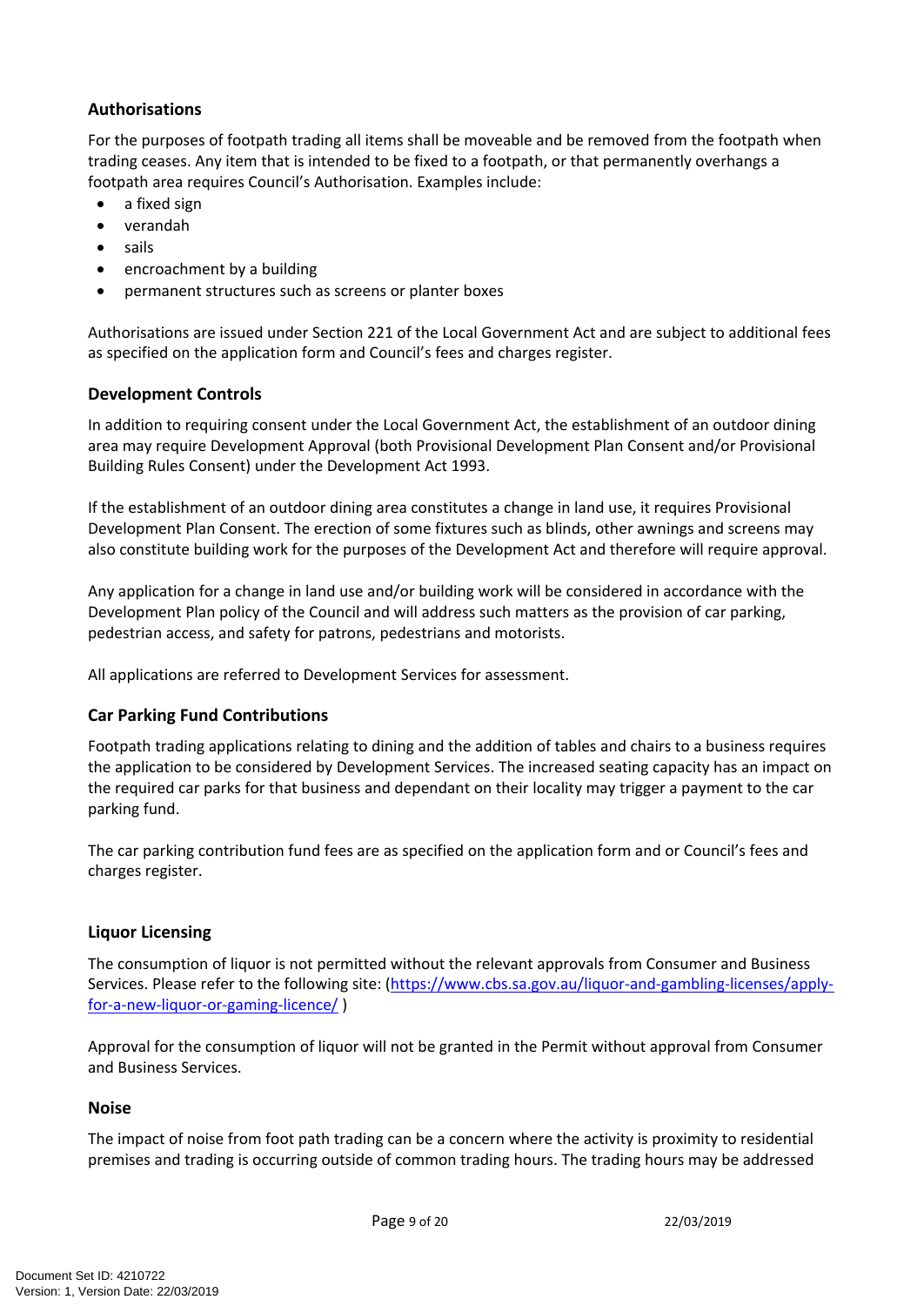## Authorisations

For the purposes of footpath trading all items shall be moveable and be removed from the footpath when trading ceases. Any item that is intended to be fixed to a footpath, or that permanently overhangs a footpath area requires Council's Authorisation. Examples include:

- a fixed sign
- verandah
- sails
- encroachment by a building
- permanent structures such as screens or planter boxes

Authorisations are issued under Section 221 of the Local Government Act and are subject to additional fees as specified on the application form and Council's fees and charges register.

## Development Controls

In addition to requiring consent under the Local Government Act, the establishment of an outdoor dining area may require Development Approval (both Provisional Development Plan Consent and/or Provisional Building Rules Consent) under the Development Act 1993.

If the establishment of an outdoor dining area constitutes a change in land use, it requires Provisional Development Plan Consent. The erection of some fixtures such as blinds, other awnings and screens may also constitute building work for the purposes of the Development Act and therefore will require approval.

Any application for a change in land use and/or building work will be considered in accordance with the Development Plan policy of the Council and will address such matters as the provision of car parking, pedestrian access, and safety for patrons, pedestrians and motorists.

All applications are referred to Development Services for assessment.

## Car Parking Fund Contributions

Footpath trading applications relating to dining and the addition of tables and chairs to a business requires the application to be considered by Development Services. The increased seating capacity has an impact on the required car parks for that business and dependant on their locality may trigger a payment to the car parking fund.

The car parking contribution fund fees are as specified on the application form and or Council's fees and charges register.

## Liquor Licensing

The consumption of liquor is not permitted without the relevant approvals from Consumer and Business Services. Please refer to the following site: (https://www.cbs.sa.gov.au/liquor-and-gambling-licenses/apply-for-a-new-liquor-or-gaming-licence/ )

Approval for the consumption of liquor will not be granted in the Permit without approval from Consumer and Business Services.

## Noise

The impact of noise from foot path trading can be a concern where the activity is proximity to residential premises and trading is occurring outside of common trading hours. The trading hours may be addressed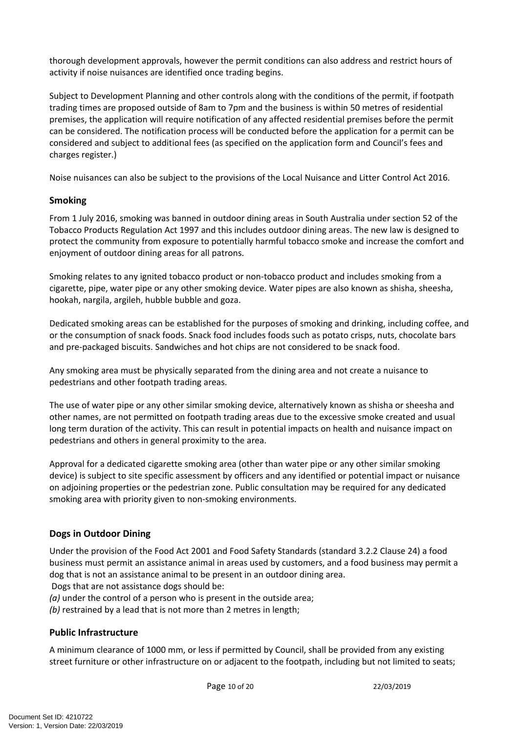thorough development approvals, however the permit conditions can also address and restrict hours of activity if noise nuisances are identified once trading begins.

Subject to Development Planning and other controls along with the conditions of the permit, if footpath trading times are proposed outside of 8am to 7pm and the business is within 50 metres of residential premises, the application will require notification of any affected residential premises before the permit can be considered. The notification process will be conducted before the application for a permit can be considered and subject to additional fees (as specified on the application form and Council's fees and charges register.)

Noise nuisances can also be subject to the provisions of the Local Nuisance and Litter Control Act 2016.

## Smoking

From 1 July 2016, smoking was banned in outdoor dining areas in South Australia under section 52 of the Tobacco Products Regulation Act 1997 and this includes outdoor dining areas. The new law is designed to protect the community from exposure to potentially harmful tobacco smoke and increase the comfort and enjoyment of outdoor dining areas for all patrons.

Smoking relates to any ignited tobacco product or non-tobacco product and includes smoking from a cigarette, pipe, water pipe or any other smoking device. Water pipes are also known as shisha, sheesha, hookah, nargila, argileh, hubble bubble and goza.

Dedicated smoking areas can be established for the purposes of smoking and drinking, including coffee, and or the consumption of snack foods. Snack food includes foods such as potato crisps, nuts, chocolate bars and pre-packaged biscuits. Sandwiches and hot chips are not considered to be snack food.

Any smoking area must be physically separated from the dining area and not create a nuisance to pedestrians and other footpath trading areas.

The use of water pipe or any other similar smoking device, alternatively known as shisha or sheesha and other names, are not permitted on footpath trading areas due to the excessive smoke created and usual long term duration of the activity. This can result in potential impacts on health and nuisance impact on pedestrians and others in general proximity to the area.

Approval for a dedicated cigarette smoking area (other than water pipe or any other similar smoking device) is subject to site specific assessment by officers and any identified or potential impact or nuisance on adjoining properties or the pedestrian zone. Public consultation may be required for any dedicated smoking area with priority given to non-smoking environments.

## Dogs in Outdoor Dining

Under the provision of the Food Act 2001 and Food Safety Standards (standard 3.2.2 Clause 24) a food business must permit an assistance animal in areas used by customers, and a food business may permit a dog that is not an assistance animal to be present in an outdoor dining area.

Dogs that are not assistance dogs should be:

*(a)* under the control of a person who is present in the outside area;

*(b)* restrained by a lead that is not more than 2 metres in length;

## Public Infrastructure

A minimum clearance of 1000 mm, or less if permitted by Council, shall be provided from any existing street furniture or other infrastructure on or adjacent to the footpath, including but not limited to seats;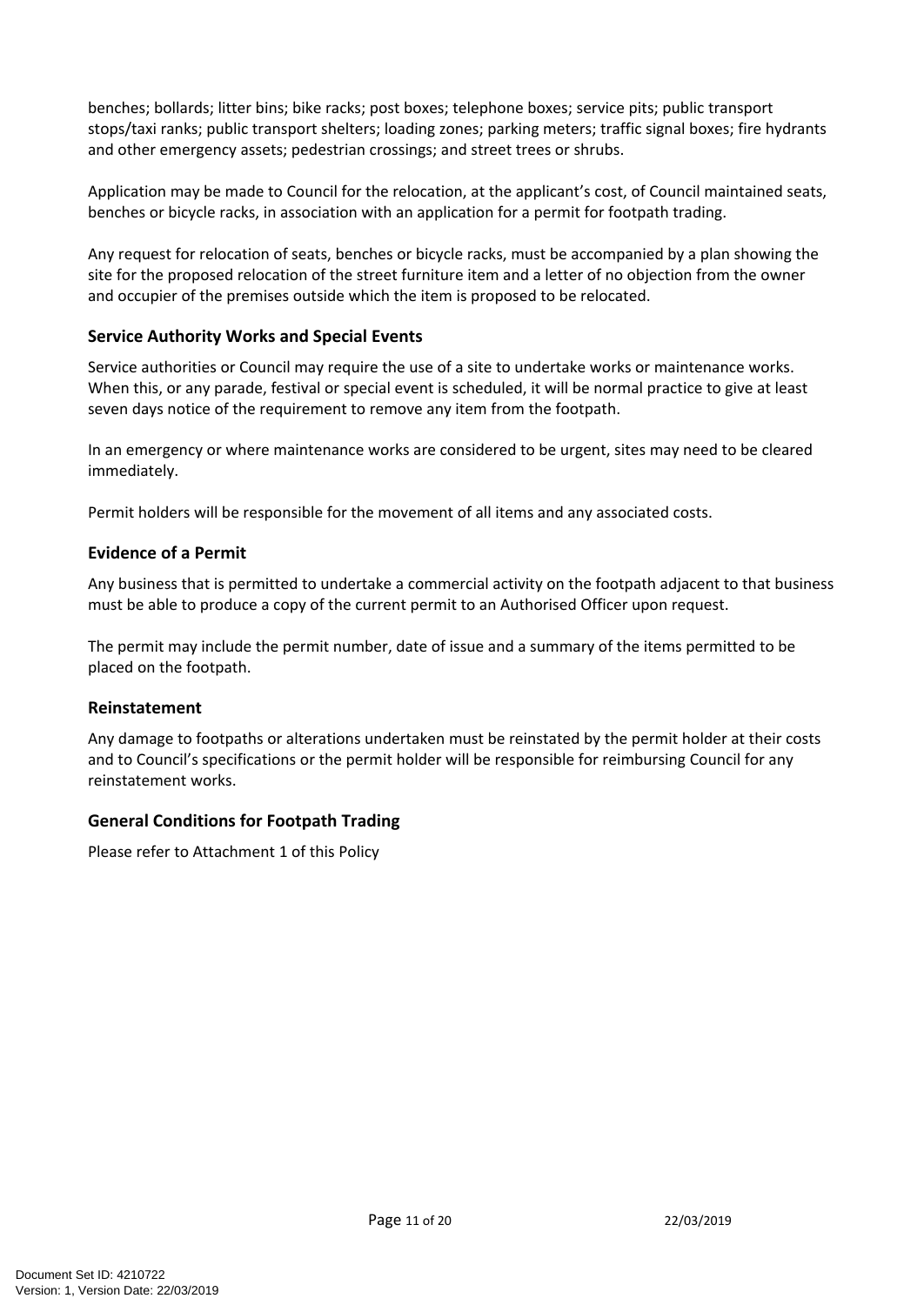benches; bollards; litter bins; bike racks; post boxes; telephone boxes; service pits; public transport stops/taxi ranks; public transport shelters; loading zones; parking meters; traffic signal boxes; fire hydrants and other emergency assets; pedestrian crossings; and street trees or shrubs.

Application may be made to Council for the relocation, at the applicant's cost, of Council maintained seats, benches or bicycle racks, in association with an application for a permit for footpath trading.

Any request for relocation of seats, benches or bicycle racks, must be accompanied by a plan showing the site for the proposed relocation of the street furniture item and a letter of no objection from the owner and occupier of the premises outside which the item is proposed to be relocated.

### Service Authority Works and Special Events

Service authorities or Council may require the use of a site to undertake works or maintenance works. When this, or any parade, festival or special event is scheduled, it will be normal practice to give at least seven days notice of the requirement to remove any item from the footpath.

In an emergency or where maintenance works are considered to be urgent, sites may need to be cleared immediately.

Permit holders will be responsible for the movement of all items and any associated costs.

### Evidence of a Permit

Any business that is permitted to undertake a commercial activity on the footpath adjacent to that business must be able to produce a copy of the current permit to an Authorised Officer upon request.

The permit may include the permit number, date of issue and a summary of the items permitted to be placed on the footpath.

### Reinstatement

Any damage to footpaths or alterations undertaken must be reinstated by the permit holder at their costs and to Council's specifications or the permit holder will be responsible for reimbursing Council for any reinstatement works.

### General Conditions for Footpath Trading

Please refer to Attachment 1 of this Policy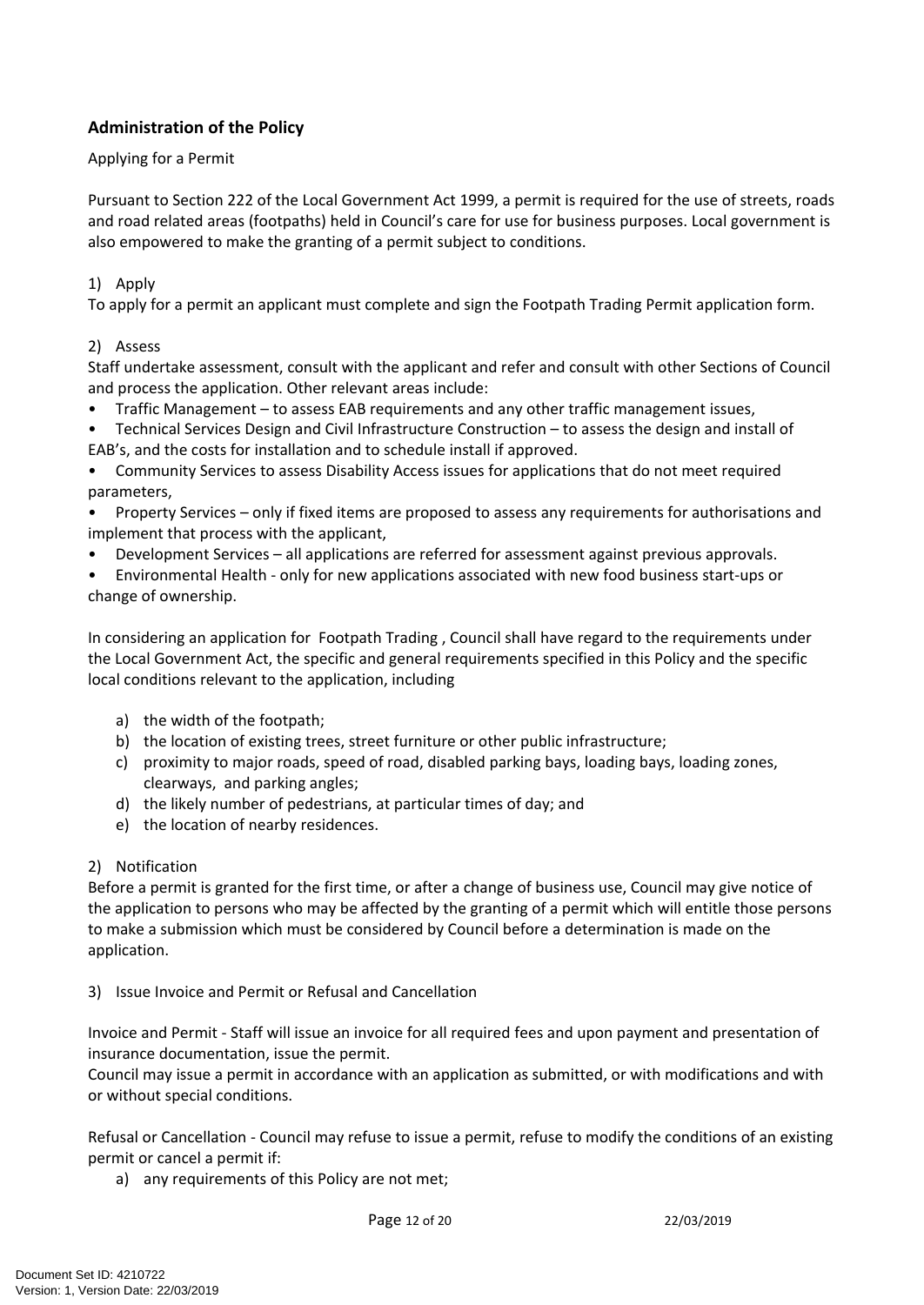## Administration of the Policy

Applying for a Permit

Pursuant to Section 222 of the Local Government Act 1999, a permit is required for the use of streets, roads and road related areas (footpaths) held in Council's care for use for business purposes. Local government is also empowered to make the granting of a permit subject to conditions.

1) Apply

To apply for a permit an applicant must complete and sign the Footpath Trading Permit application form.

2) Assess

Staff undertake assessment, consult with the applicant and refer and consult with other Sections of Council and process the application. Other relevant areas include:

- Traffic Management – to assess EAB requirements and any other traffic management issues,
- Technical Services Design and Civil Infrastructure Construction – to assess the design and install of EAB's, and the costs for installation and to schedule install if approved.
- Community Services to assess Disability Access issues for applications that do not meet required parameters,
- Property Services – only if fixed items are proposed to assess any requirements for authorisations and implement that process with the applicant,
- Development Services – all applications are referred for assessment against previous approvals.
- Environmental Health - only for new applications associated with new food business start-ups or change of ownership.

In considering an application for Footpath Trading , Council shall have regard to the requirements under the Local Government Act, the specific and general requirements specified in this Policy and the specific local conditions relevant to the application, including

a) the width of the footpath;
b) the location of existing trees, street furniture or other public infrastructure;
c) proximity to major roads, speed of road, disabled parking bays, loading bays, loading zones, clearways, and parking angles;
d) the likely number of pedestrians, at particular times of day; and
e) the location of nearby residences.

2) Notification

Before a permit is granted for the first time, or after a change of business use, Council may give notice of the application to persons who may be affected by the granting of a permit which will entitle those persons to make a submission which must be considered by Council before a determination is made on the application.

3) Issue Invoice and Permit or Refusal and Cancellation

Invoice and Permit - Staff will issue an invoice for all required fees and upon payment and presentation of insurance documentation, issue the permit.

Council may issue a permit in accordance with an application as submitted, or with modifications and with or without special conditions.

Refusal or Cancellation - Council may refuse to issue a permit, refuse to modify the conditions of an existing permit or cancel a permit if:

a) any requirements of this Policy are not met;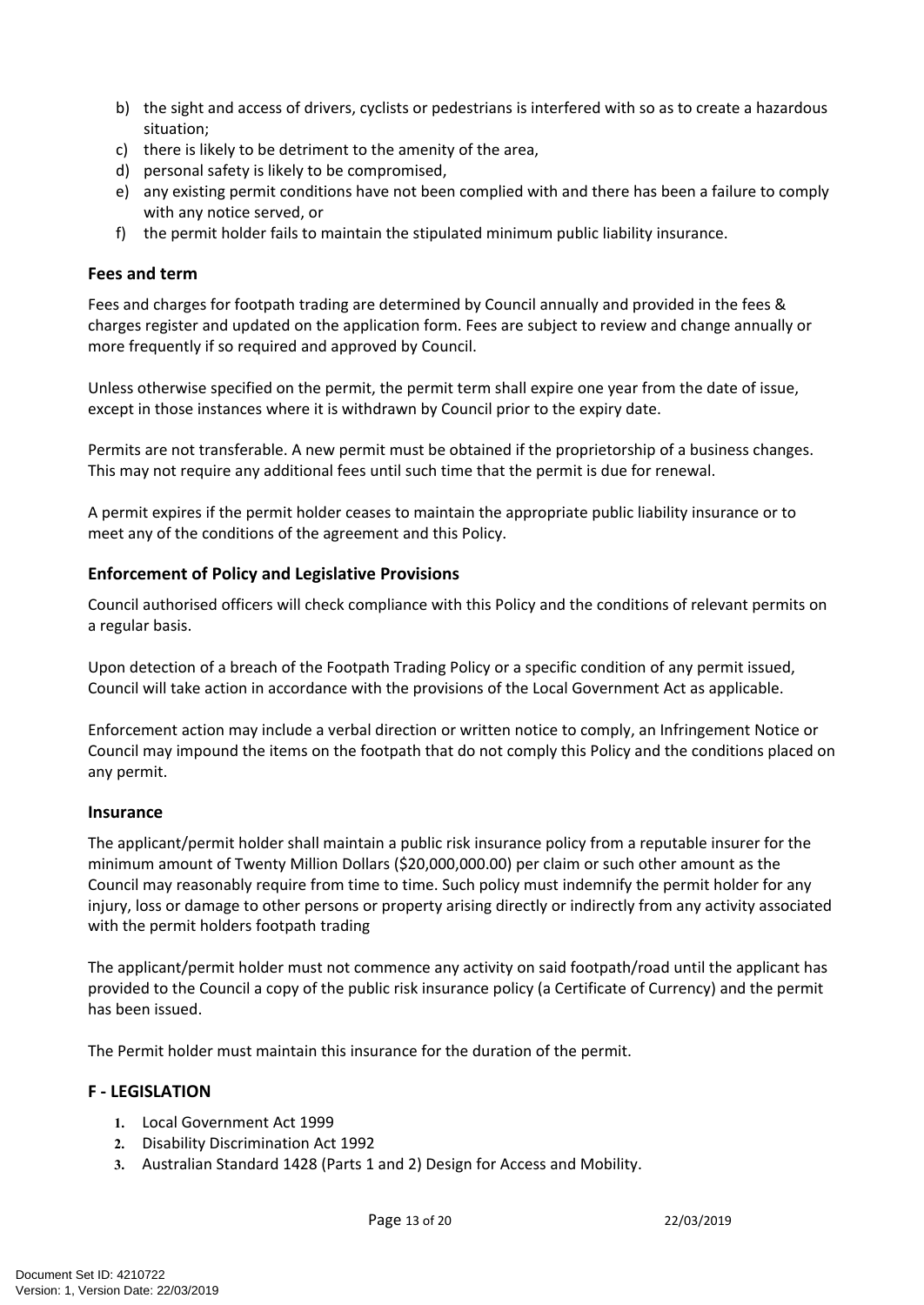b) the sight and access of drivers, cyclists or pedestrians is interfered with so as to create a hazardous situation;
c) there is likely to be detriment to the amenity of the area,
d) personal safety is likely to be compromised,
e) any existing permit conditions have not been complied with and there has been a failure to comply with any notice served, or
f) the permit holder fails to maintain the stipulated minimum public liability insurance.

### Fees and term

Fees and charges for footpath trading are determined by Council annually and provided in the fees & charges register and updated on the application form. Fees are subject to review and change annually or more frequently if so required and approved by Council.

Unless otherwise specified on the permit, the permit term shall expire one year from the date of issue, except in those instances where it is withdrawn by Council prior to the expiry date.

Permits are not transferable. A new permit must be obtained if the proprietorship of a business changes. This may not require any additional fees until such time that the permit is due for renewal.

A permit expires if the permit holder ceases to maintain the appropriate public liability insurance or to meet any of the conditions of the agreement and this Policy.

### Enforcement of Policy and Legislative Provisions

Council authorised officers will check compliance with this Policy and the conditions of relevant permits on a regular basis.

Upon detection of a breach of the Footpath Trading Policy or a specific condition of any permit issued, Council will take action in accordance with the provisions of the Local Government Act as applicable.

Enforcement action may include a verbal direction or written notice to comply, an Infringement Notice or Council may impound the items on the footpath that do not comply this Policy and the conditions placed on any permit.

### Insurance

The applicant/permit holder shall maintain a public risk insurance policy from a reputable insurer for the minimum amount of Twenty Million Dollars ($20,000,000.00) per claim or such other amount as the Council may reasonably require from time to time. Such policy must indemnify the permit holder for any injury, loss or damage to other persons or property arising directly or indirectly from any activity associated with the permit holders footpath trading

The applicant/permit holder must not commence any activity on said footpath/road until the applicant has provided to the Council a copy of the public risk insurance policy (a Certificate of Currency) and the permit has been issued.

The Permit holder must maintain this insurance for the duration of the permit.

## F - LEGISLATION

1. Local Government Act 1999
2. Disability Discrimination Act 1992
3. Australian Standard 1428 (Parts 1 and 2) Design for Access and Mobility.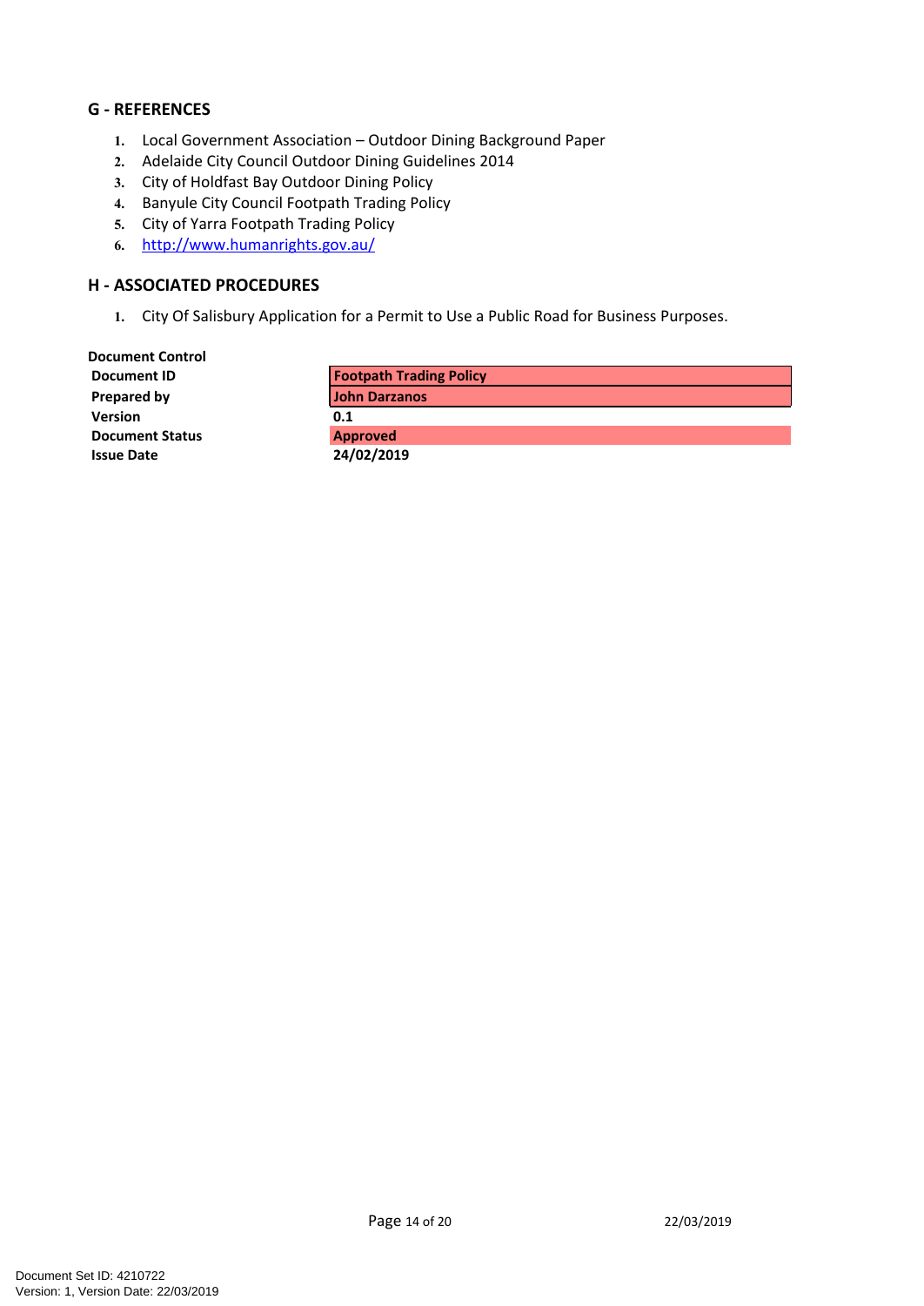## G - REFERENCES

1. Local Government Association – Outdoor Dining Background Paper
2. Adelaide City Council Outdoor Dining Guidelines 2014
3. City of Holdfast Bay Outdoor Dining Policy
4. Banyule City Council Footpath Trading Policy
5. City of Yarra Footpath Trading Policy
6. http://www.humanrights.gov.au/

## H - ASSOCIATED PROCEDURES

1. City Of Salisbury Application for a Permit to Use a Public Road for Business Purposes.

**Document Control**

| | |
|---|---|
| **Document ID** | **Footpath Trading Policy** |
| **Prepared by** | **John Darzanos** |
| **Version** | **0.1** |
| **Document Status** | **Approved** |
| **Issue Date** | **24/02/2019** |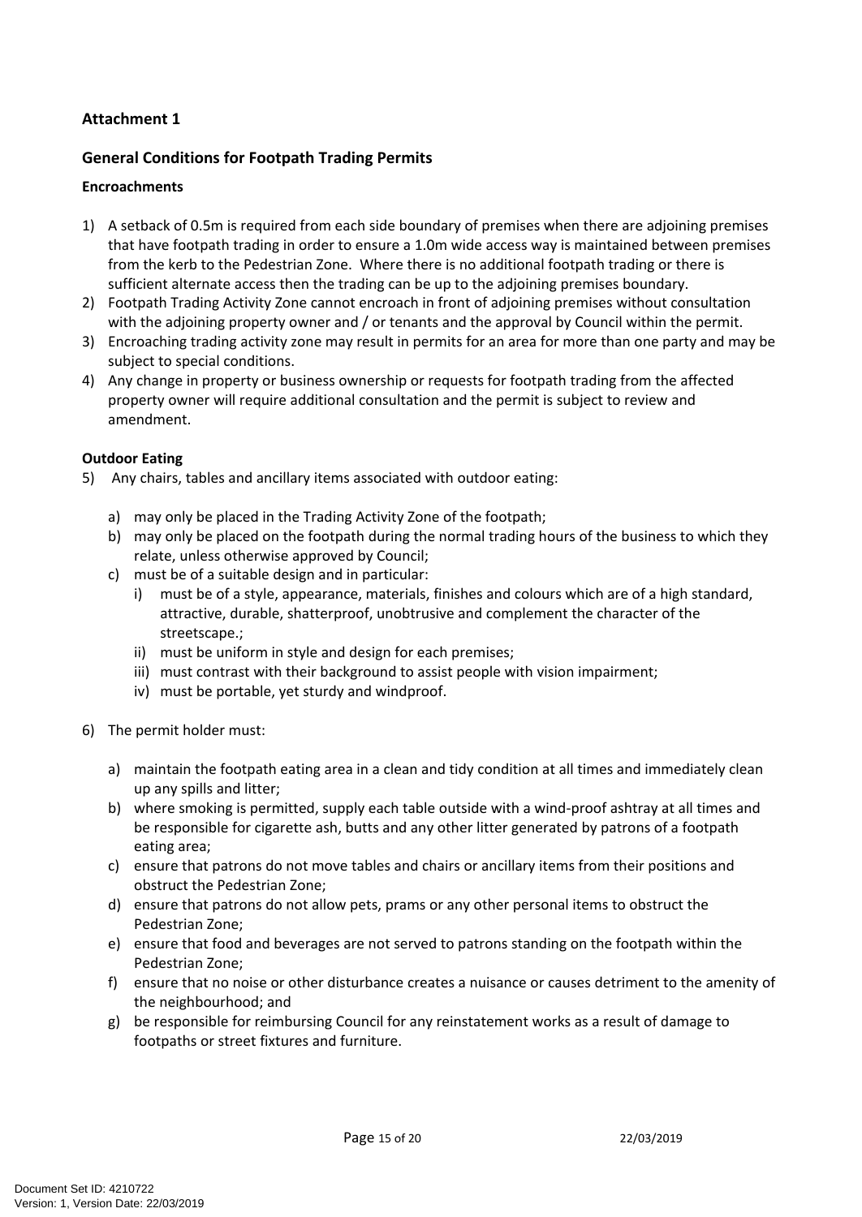## Attachment 1

## General Conditions for Footpath Trading Permits

### Encroachments

1) A setback of 0.5m is required from each side boundary of premises when there are adjoining premises that have footpath trading in order to ensure a 1.0m wide access way is maintained between premises from the kerb to the Pedestrian Zone. Where there is no additional footpath trading or there is sufficient alternate access then the trading can be up to the adjoining premises boundary.
2) Footpath Trading Activity Zone cannot encroach in front of adjoining premises without consultation with the adjoining property owner and / or tenants and the approval by Council within the permit.
3) Encroaching trading activity zone may result in permits for an area for more than one party and may be subject to special conditions.
4) Any change in property or business ownership or requests for footpath trading from the affected property owner will require additional consultation and the permit is subject to review and amendment.

### Outdoor Eating

5) Any chairs, tables and ancillary items associated with outdoor eating:
   a) may only be placed in the Trading Activity Zone of the footpath;
   b) may only be placed on the footpath during the normal trading hours of the business to which they relate, unless otherwise approved by Council;
   c) must be of a suitable design and in particular:
      i) must be of a style, appearance, materials, finishes and colours which are of a high standard, attractive, durable, shatterproof, unobtrusive and complement the character of the streetscape.;
      ii) must be uniform in style and design for each premises;
      iii) must contrast with their background to assist people with vision impairment;
      iv) must be portable, yet sturdy and windproof.

6) The permit holder must:
   a) maintain the footpath eating area in a clean and tidy condition at all times and immediately clean up any spills and litter;
   b) where smoking is permitted, supply each table outside with a wind-proof ashtray at all times and be responsible for cigarette ash, butts and any other litter generated by patrons of a footpath eating area;
   c) ensure that patrons do not move tables and chairs or ancillary items from their positions and obstruct the Pedestrian Zone;
   d) ensure that patrons do not allow pets, prams or any other personal items to obstruct the Pedestrian Zone;
   e) ensure that food and beverages are not served to patrons standing on the footpath within the Pedestrian Zone;
   f) ensure that no noise or other disturbance creates a nuisance or causes detriment to the amenity of the neighbourhood; and
   g) be responsible for reimbursing Council for any reinstatement works as a result of damage to footpaths or street fixtures and furniture.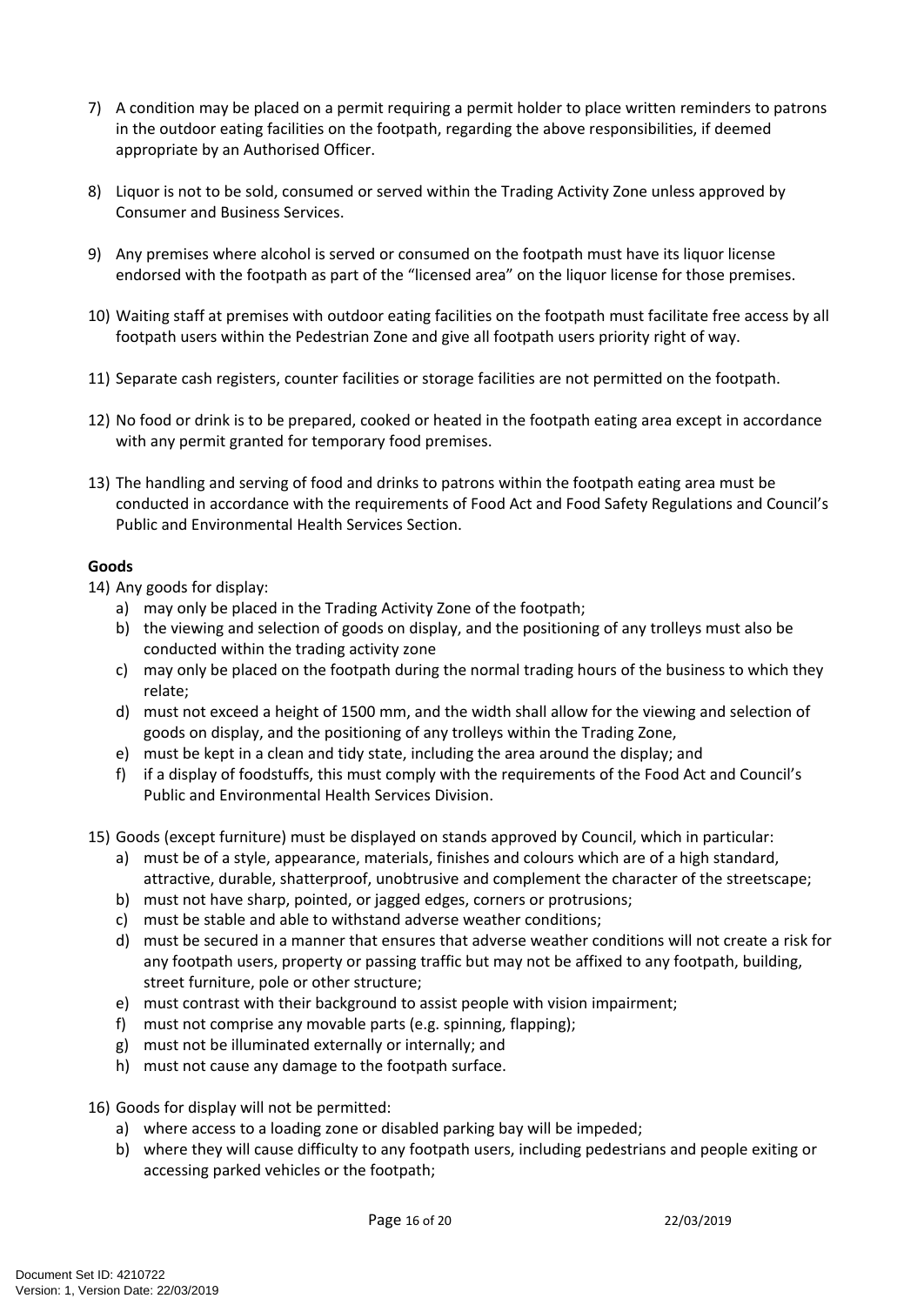7) A condition may be placed on a permit requiring a permit holder to place written reminders to patrons in the outdoor eating facilities on the footpath, regarding the above responsibilities, if deemed appropriate by an Authorised Officer.

8) Liquor is not to be sold, consumed or served within the Trading Activity Zone unless approved by Consumer and Business Services.

9) Any premises where alcohol is served or consumed on the footpath must have its liquor license endorsed with the footpath as part of the "licensed area" on the liquor license for those premises.

10) Waiting staff at premises with outdoor eating facilities on the footpath must facilitate free access by all footpath users within the Pedestrian Zone and give all footpath users priority right of way.

11) Separate cash registers, counter facilities or storage facilities are not permitted on the footpath.

12) No food or drink is to be prepared, cooked or heated in the footpath eating area except in accordance with any permit granted for temporary food premises.

13) The handling and serving of food and drinks to patrons within the footpath eating area must be conducted in accordance with the requirements of Food Act and Food Safety Regulations and Council's Public and Environmental Health Services Section.

**Goods**

14) Any goods for display:
    a) may only be placed in the Trading Activity Zone of the footpath;
    b) the viewing and selection of goods on display, and the positioning of any trolleys must also be conducted within the trading activity zone
    c) may only be placed on the footpath during the normal trading hours of the business to which they relate;
    d) must not exceed a height of 1500 mm, and the width shall allow for the viewing and selection of goods on display, and the positioning of any trolleys within the Trading Zone,
    e) must be kept in a clean and tidy state, including the area around the display; and
    f) if a display of foodstuffs, this must comply with the requirements of the Food Act and Council's Public and Environmental Health Services Division.

15) Goods (except furniture) must be displayed on stands approved by Council, which in particular:
    a) must be of a style, appearance, materials, finishes and colours which are of a high standard, attractive, durable, shatterproof, unobtrusive and complement the character of the streetscape;
    b) must not have sharp, pointed, or jagged edges, corners or protrusions;
    c) must be stable and able to withstand adverse weather conditions;
    d) must be secured in a manner that ensures that adverse weather conditions will not create a risk for any footpath users, property or passing traffic but may not be affixed to any footpath, building, street furniture, pole or other structure;
    e) must contrast with their background to assist people with vision impairment;
    f) must not comprise any movable parts (e.g. spinning, flapping);
    g) must not be illuminated externally or internally; and
    h) must not cause any damage to the footpath surface.

16) Goods for display will not be permitted:
    a) where access to a loading zone or disabled parking bay will be impeded;
    b) where they will cause difficulty to any footpath users, including pedestrians and people exiting or accessing parked vehicles or the footpath;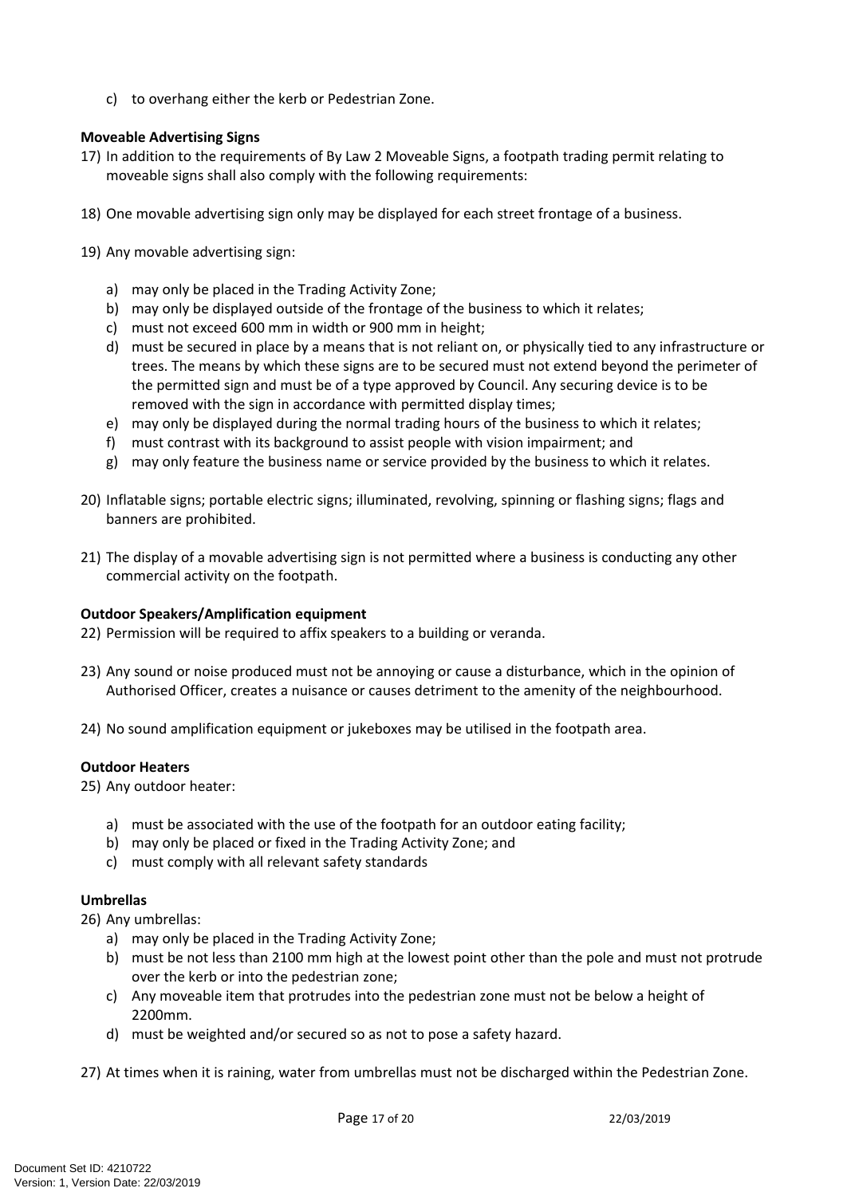c) to overhang either the kerb or Pedestrian Zone.

**Moveable Advertising Signs**

17) In addition to the requirements of By Law 2 Moveable Signs, a footpath trading permit relating to moveable signs shall also comply with the following requirements:

18) One movable advertising sign only may be displayed for each street frontage of a business.

19) Any movable advertising sign:

   a) may only be placed in the Trading Activity Zone;
   b) may only be displayed outside of the frontage of the business to which it relates;
   c) must not exceed 600 mm in width or 900 mm in height;
   d) must be secured in place by a means that is not reliant on, or physically tied to any infrastructure or trees. The means by which these signs are to be secured must not extend beyond the perimeter of the permitted sign and must be of a type approved by Council. Any securing device is to be removed with the sign in accordance with permitted display times;
   e) may only be displayed during the normal trading hours of the business to which it relates;
   f) must contrast with its background to assist people with vision impairment; and
   g) may only feature the business name or service provided by the business to which it relates.

20) Inflatable signs; portable electric signs; illuminated, revolving, spinning or flashing signs; flags and banners are prohibited.

21) The display of a movable advertising sign is not permitted where a business is conducting any other commercial activity on the footpath.

**Outdoor Speakers/Amplification equipment**

22) Permission will be required to affix speakers to a building or veranda.

23) Any sound or noise produced must not be annoying or cause a disturbance, which in the opinion of Authorised Officer, creates a nuisance or causes detriment to the amenity of the neighbourhood.

24) No sound amplification equipment or jukeboxes may be utilised in the footpath area.

**Outdoor Heaters**

25) Any outdoor heater:

   a) must be associated with the use of the footpath for an outdoor eating facility;
   b) may only be placed or fixed in the Trading Activity Zone; and
   c) must comply with all relevant safety standards

**Umbrellas**

26) Any umbrellas:
   a) may only be placed in the Trading Activity Zone;
   b) must be not less than 2100 mm high at the lowest point other than the pole and must not protrude over the kerb or into the pedestrian zone;
   c) Any moveable item that protrudes into the pedestrian zone must not be below a height of 2200mm.
   d) must be weighted and/or secured so as not to pose a safety hazard.

27) At times when it is raining, water from umbrellas must not be discharged within the Pedestrian Zone.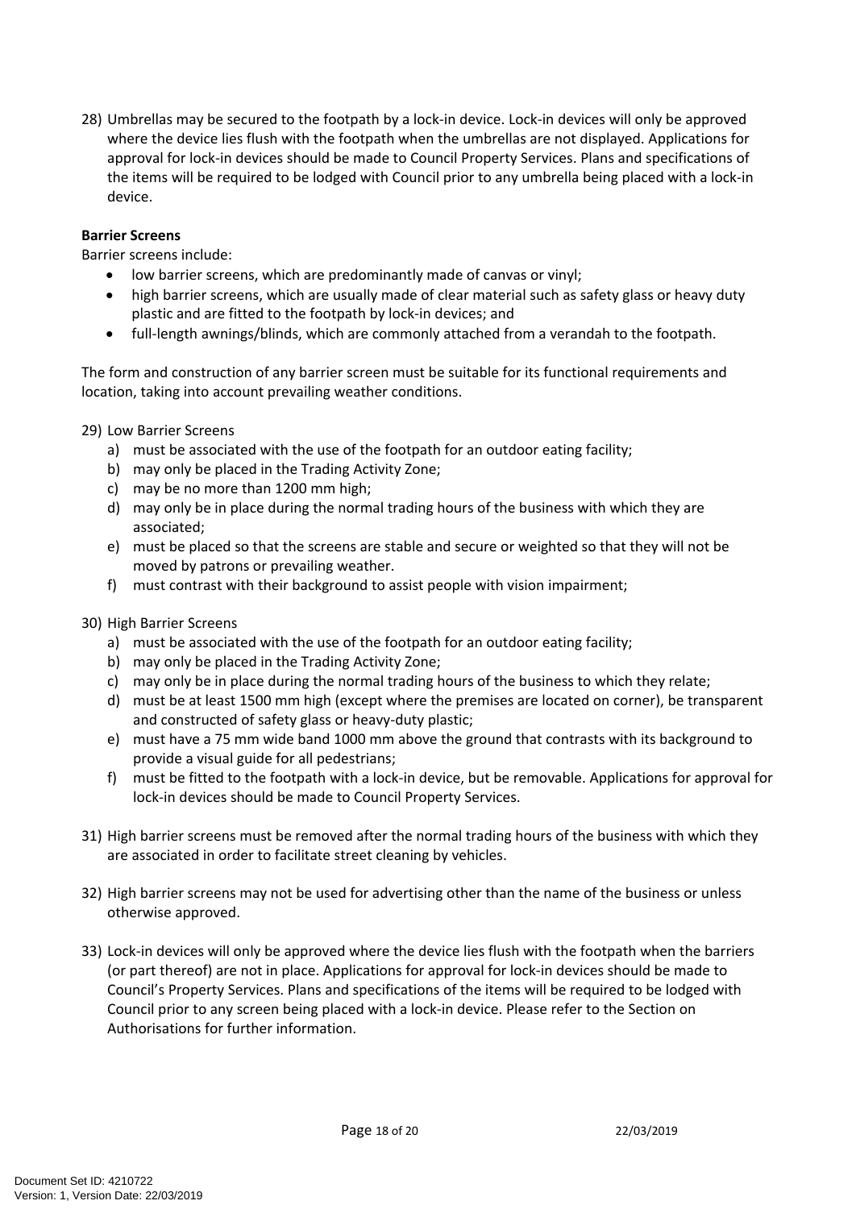28) Umbrellas may be secured to the footpath by a lock-in device. Lock-in devices will only be approved where the device lies flush with the footpath when the umbrellas are not displayed. Applications for approval for lock-in devices should be made to Council Property Services. Plans and specifications of the items will be required to be lodged with Council prior to any umbrella being placed with a lock-in device.

**Barrier Screens**

Barrier screens include:

- low barrier screens, which are predominantly made of canvas or vinyl;
- high barrier screens, which are usually made of clear material such as safety glass or heavy duty plastic and are fitted to the footpath by lock-in devices; and
- full-length awnings/blinds, which are commonly attached from a verandah to the footpath.

The form and construction of any barrier screen must be suitable for its functional requirements and location, taking into account prevailing weather conditions.

29) Low Barrier Screens
    a) must be associated with the use of the footpath for an outdoor eating facility;
    b) may only be placed in the Trading Activity Zone;
    c) may be no more than 1200 mm high;
    d) may only be in place during the normal trading hours of the business with which they are associated;
    e) must be placed so that the screens are stable and secure or weighted so that they will not be moved by patrons or prevailing weather.
    f) must contrast with their background to assist people with vision impairment;

30) High Barrier Screens
    a) must be associated with the use of the footpath for an outdoor eating facility;
    b) may only be placed in the Trading Activity Zone;
    c) may only be in place during the normal trading hours of the business to which they relate;
    d) must be at least 1500 mm high (except where the premises are located on corner), be transparent and constructed of safety glass or heavy-duty plastic;
    e) must have a 75 mm wide band 1000 mm above the ground that contrasts with its background to provide a visual guide for all pedestrians;
    f) must be fitted to the footpath with a lock-in device, but be removable. Applications for approval for lock-in devices should be made to Council Property Services.

31) High barrier screens must be removed after the normal trading hours of the business with which they are associated in order to facilitate street cleaning by vehicles.

32) High barrier screens may not be used for advertising other than the name of the business or unless otherwise approved.

33) Lock-in devices will only be approved where the device lies flush with the footpath when the barriers (or part thereof) are not in place. Applications for approval for lock-in devices should be made to Council's Property Services. Plans and specifications of the items will be required to be lodged with Council prior to any screen being placed with a lock-in device. Please refer to the Section on Authorisations for further information.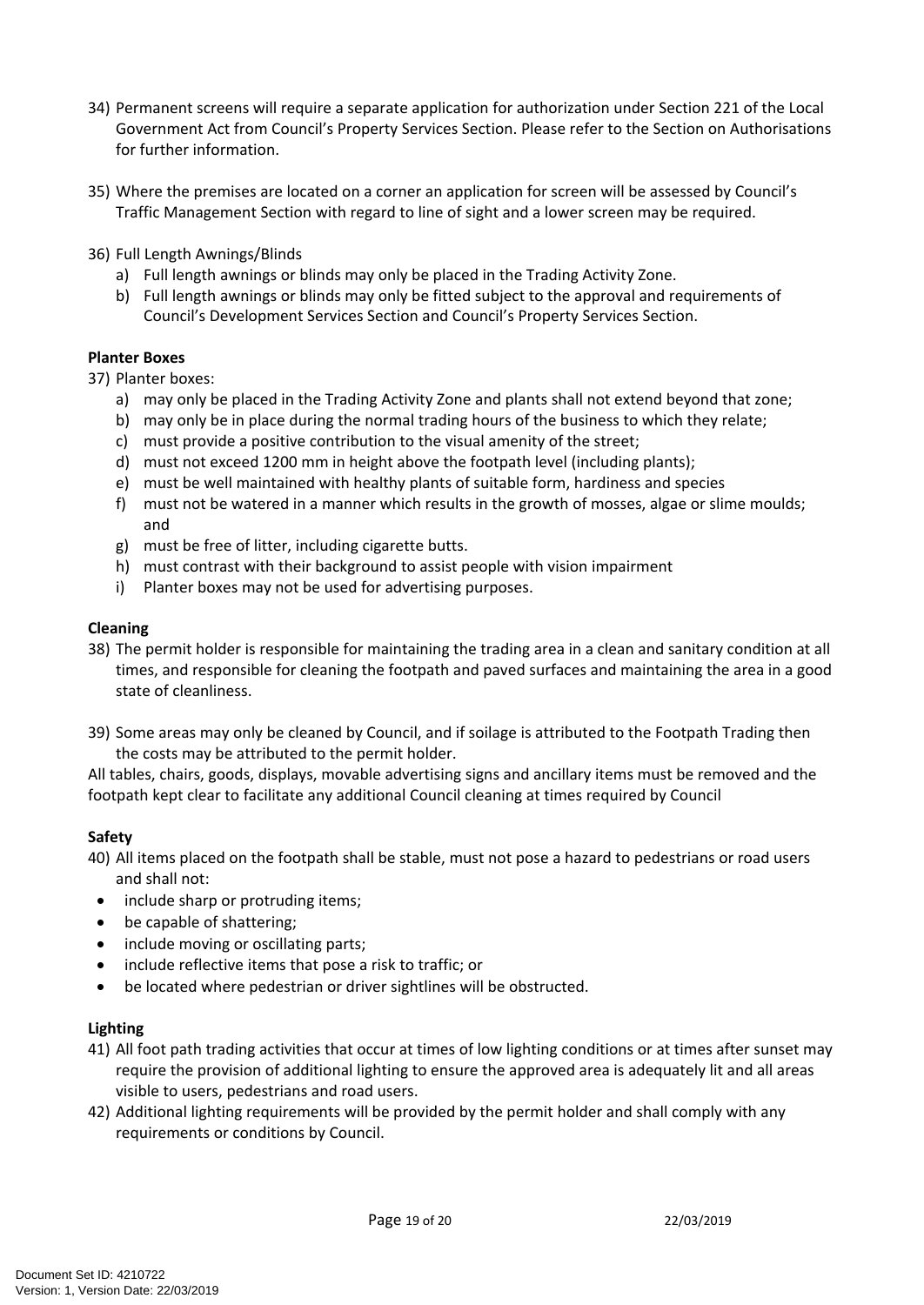34) Permanent screens will require a separate application for authorization under Section 221 of the Local Government Act from Council's Property Services Section. Please refer to the Section on Authorisations for further information.

35) Where the premises are located on a corner an application for screen will be assessed by Council's Traffic Management Section with regard to line of sight and a lower screen may be required.

36) Full Length Awnings/Blinds
    a) Full length awnings or blinds may only be placed in the Trading Activity Zone.
    b) Full length awnings or blinds may only be fitted subject to the approval and requirements of Council's Development Services Section and Council's Property Services Section.

**Planter Boxes**

37) Planter boxes:
    a) may only be placed in the Trading Activity Zone and plants shall not extend beyond that zone;
    b) may only be in place during the normal trading hours of the business to which they relate;
    c) must provide a positive contribution to the visual amenity of the street;
    d) must not exceed 1200 mm in height above the footpath level (including plants);
    e) must be well maintained with healthy plants of suitable form, hardiness and species
    f) must not be watered in a manner which results in the growth of mosses, algae or slime moulds; and
    g) must be free of litter, including cigarette butts.
    h) must contrast with their background to assist people with vision impairment
    i) Planter boxes may not be used for advertising purposes.

**Cleaning**

38) The permit holder is responsible for maintaining the trading area in a clean and sanitary condition at all times, and responsible for cleaning the footpath and paved surfaces and maintaining the area in a good state of cleanliness.

39) Some areas may only be cleaned by Council, and if soilage is attributed to the Footpath Trading then the costs may be attributed to the permit holder.

All tables, chairs, goods, displays, movable advertising signs and ancillary items must be removed and the footpath kept clear to facilitate any additional Council cleaning at times required by Council

**Safety**

40) All items placed on the footpath shall be stable, must not pose a hazard to pedestrians or road users and shall not:
    - include sharp or protruding items;
    - be capable of shattering;
    - include moving or oscillating parts;
    - include reflective items that pose a risk to traffic; or
    - be located where pedestrian or driver sightlines will be obstructed.

**Lighting**

41) All foot path trading activities that occur at times of low lighting conditions or at times after sunset may require the provision of additional lighting to ensure the approved area is adequately lit and all areas visible to users, pedestrians and road users.

42) Additional lighting requirements will be provided by the permit holder and shall comply with any requirements or conditions by Council.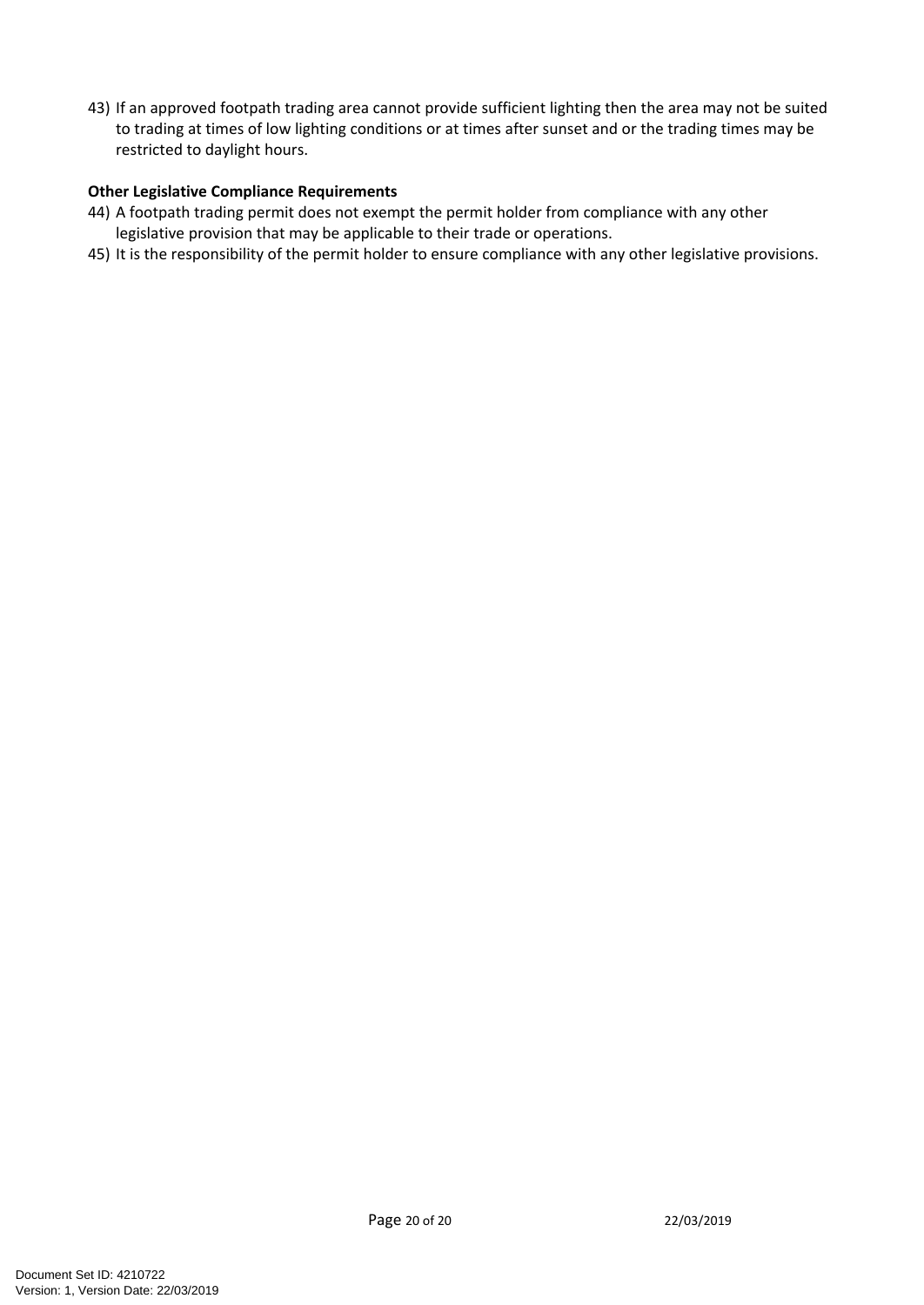43) If an approved footpath trading area cannot provide sufficient lighting then the area may not be suited to trading at times of low lighting conditions or at times after sunset and or the trading times may be restricted to daylight hours.

**Other Legislative Compliance Requirements**

44) A footpath trading permit does not exempt the permit holder from compliance with any other legislative provision that may be applicable to their trade or operations.
45) It is the responsibility of the permit holder to ensure compliance with any other legislative provisions.